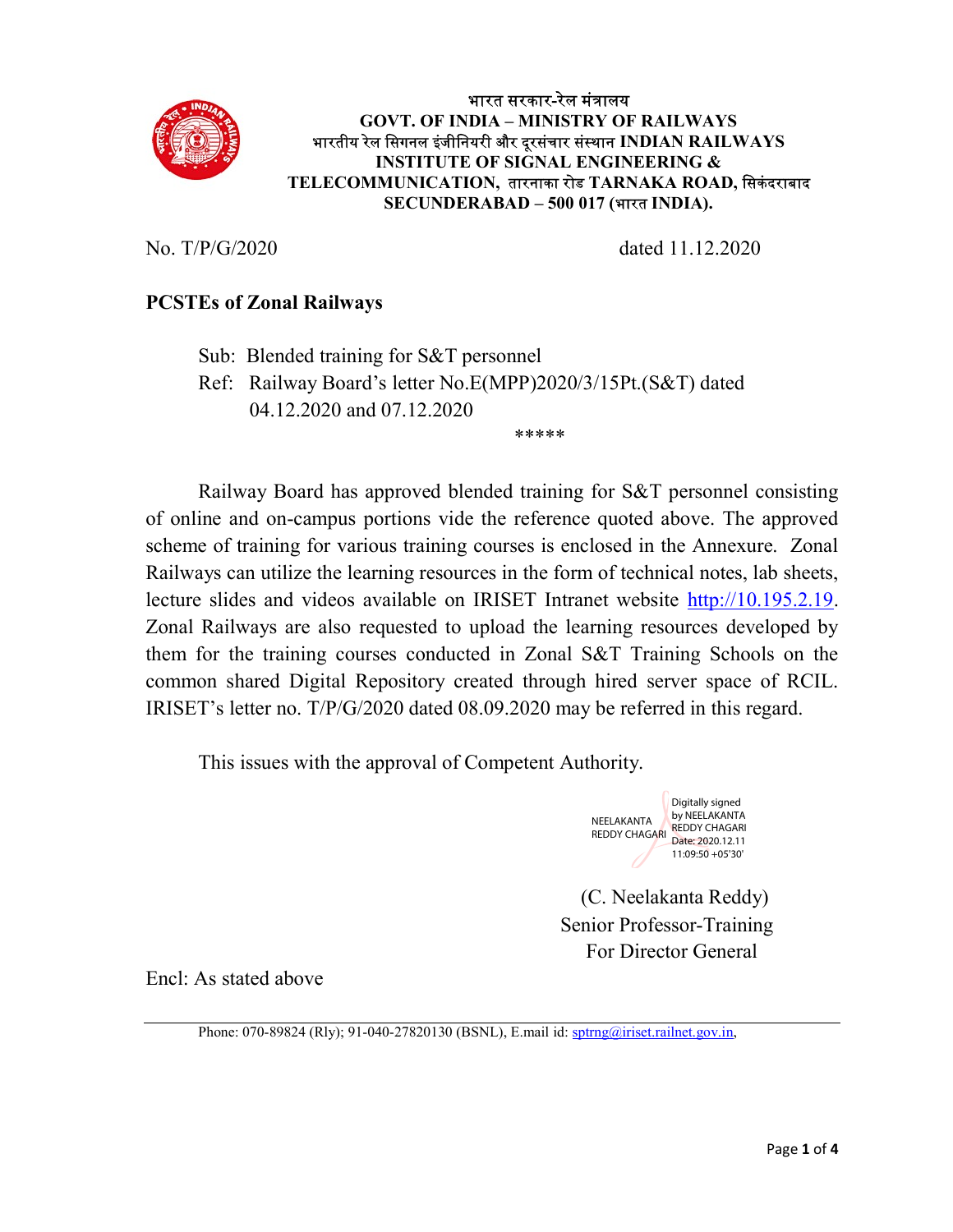**भारत सरकार-रेल मंत्रालय**
**GOVT. OF INDIA – MINISTRY OF RAILWAYS**
**भारतीय रेल सिगनल इंजीनियरी और दूरसंचार संस्थान INDIAN RAILWAYS INSTITUTE OF SIGNAL ENGINEERING & TELECOMMUNICATION, तारनाका रोड TARNAKA ROAD, सिकंदराबाद SECUNDERABAD – 500 017 (भारत INDIA).**

No. T/P/G/2020 dated 11.12.2020

**PCSTEs of Zonal Railways**

Sub: Blended training for S&T personnel

Ref: Railway Board's letter No.E(MPP)2020/3/15Pt.(S&T) dated 04.12.2020 and 07.12.2020

*****

Railway Board has approved blended training for S&T personnel consisting of online and on-campus portions vide the reference quoted above. The approved scheme of training for various training courses is enclosed in the Annexure. Zonal Railways can utilize the learning resources in the form of technical notes, lab sheets, lecture slides and videos available on IRISET Intranet website http://10.195.2.19. Zonal Railways are also requested to upload the learning resources developed by them for the training courses conducted in Zonal S&T Training Schools on the common shared Digital Repository created through hired server space of RCIL. IRISET's letter no. T/P/G/2020 dated 08.09.2020 may be referred in this regard.

This issues with the approval of Competent Authority.

NEELAKANTA REDDY CHAGARI — Digitally signed by NEELAKANTA REDDY CHAGARI Date: 2020.12.11 11:09:50 +05'30'

(C. Neelakanta Reddy)
Senior Professor-Training
For Director General

Encl: As stated above

Phone: 070-89824 (Rly); 91-040-27820130 (BSNL), E.mail id: sptrng@iriset.railnet.gov.in,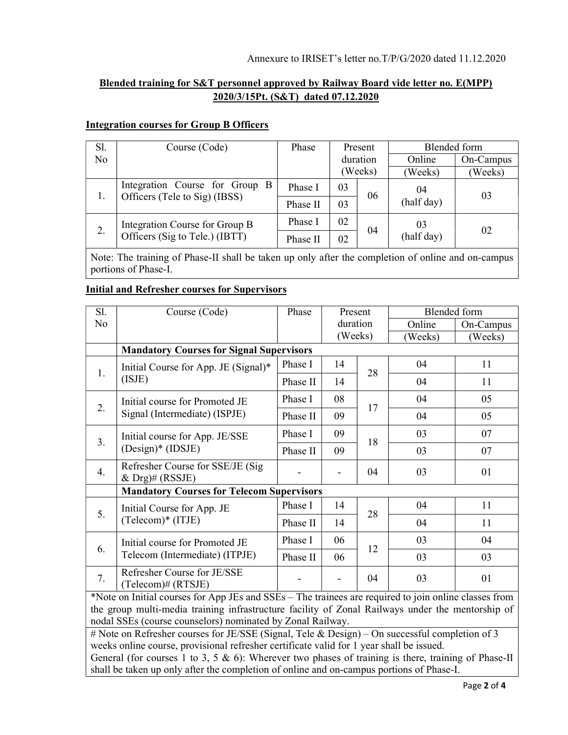Annexure to IRISET's letter no.T/P/G/2020 dated 11.12.2020

## Blended training for S&T personnel approved by Railway Board vide letter no. E(MPP) 2020/3/15Pt. (S&T) dated 07.12.2020

### Integration courses for Group B Officers

| Sl. No | Course (Code) | Phase | Present duration (Weeks) | | Blended form | |
|---|---|---|---|---|---|---|
| | | | | | Online (Weeks) | On-Campus (Weeks) |
| 1. | Integration Course for Group B Officers (Tele to Sig) (IBSS) | Phase I | 03 | 06 | 04 (half day) | 03 |
| | | Phase II | 03 | | | |
| 2. | Integration Course for Group B Officers (Sig to Tele.) (IBTT) | Phase I | 02 | 04 | 03 (half day) | 02 |
| | | Phase II | 02 | | | |

Note: The training of Phase-II shall be taken up only after the completion of online and on-campus portions of Phase-I.

### Initial and Refresher courses for Supervisors

| Sl. No | Course (Code) | Phase | Present duration (Weeks) | | Blended form | |
|---|---|---|---|---|---|---|
| | | | | | Online (Weeks) | On-Campus (Weeks) |
| | **Mandatory Courses for Signal Supervisors** | | | | | |
| 1. | Initial Course for App. JE (Signal)* (ISJE) | Phase I | 14 | 28 | 04 | 11 |
| | | Phase II | 14 | | 04 | 11 |
| 2. | Initial course for Promoted JE Signal (Intermediate) (ISPJE) | Phase I | 08 | 17 | 04 | 05 |
| | | Phase II | 09 | | 04 | 05 |
| 3. | Initial course for App. JE/SSE (Design)* (IDSJE) | Phase I | 09 | 18 | 03 | 07 |
| | | Phase II | 09 | | 03 | 07 |
| 4. | Refresher Course for SSE/JE (Sig & Drg)# (RSSJE) | - | - | 04 | 03 | 01 |
| | **Mandatory Courses for Telecom Supervisors** | | | | | |
| 5. | Initial Course for App. JE (Telecom)* (ITJE) | Phase I | 14 | 28 | 04 | 11 |
| | | Phase II | 14 | | 04 | 11 |
| 6. | Initial course for Promoted JE Telecom (Intermediate) (ITPJE) | Phase I | 06 | 12 | 03 | 04 |
| | | Phase II | 06 | | 03 | 03 |
| 7. | Refresher Course for JE/SSE (Telecom)# (RTSJE) | - | - | 04 | 03 | 01 |

*Note on Initial courses for App JEs and SSEs – The trainees are required to join online classes from the group multi-media training infrastructure facility of Zonal Railways under the mentorship of nodal SSEs (course counselors) nominated by Zonal Railway.

# Note on Refresher courses for JE/SSE (Signal, Tele & Design) – On successful completion of 3 weeks online course, provisional refresher certificate valid for 1 year shall be issued.

General (for courses 1 to 3, 5 & 6): Wherever two phases of training is there, training of Phase-II shall be taken up only after the completion of online and on-campus portions of Phase-I.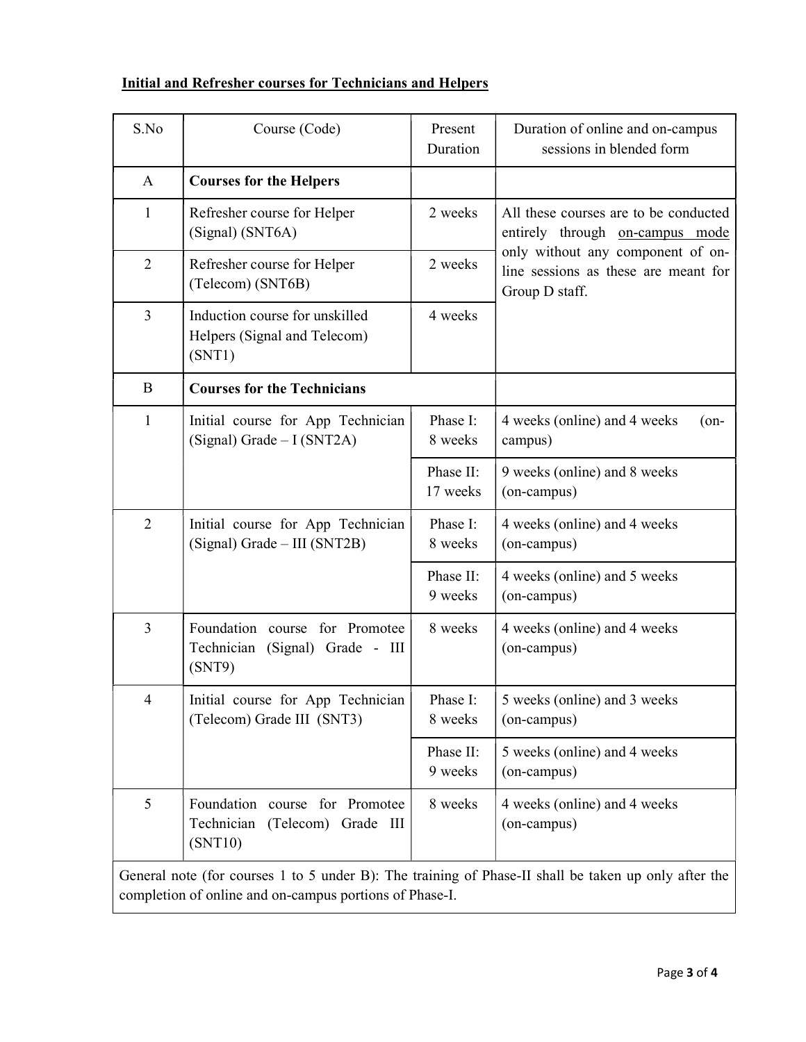**Initial and Refresher courses for Technicians and Helpers**

| S.No | Course (Code) | Present Duration | Duration of online and on-campus sessions in blended form |
|---|---|---|---|
| A | **Courses for the Helpers** | | |
| 1 | Refresher course for Helper (Signal) (SNT6A) | 2 weeks | All these courses are to be conducted entirely through on-campus mode only without any component of on-line sessions as these are meant for Group D staff. |
| 2 | Refresher course for Helper (Telecom) (SNT6B) | 2 weeks | |
| 3 | Induction course for unskilled Helpers (Signal and Telecom) (SNT1) | 4 weeks | |
| B | **Courses for the Technicians** | | |
| 1 | Initial course for App Technician (Signal) Grade – I (SNT2A) | Phase I: 8 weeks | 4 weeks (online) and 4 weeks (on-campus) |
| | | Phase II: 17 weeks | 9 weeks (online) and 8 weeks (on-campus) |
| 2 | Initial course for App Technician (Signal) Grade – III (SNT2B) | Phase I: 8 weeks | 4 weeks (online) and 4 weeks (on-campus) |
| | | Phase II: 9 weeks | 4 weeks (online) and 5 weeks (on-campus) |
| 3 | Foundation course for Promotee Technician (Signal) Grade - III (SNT9) | 8 weeks | 4 weeks (online) and 4 weeks (on-campus) |
| 4 | Initial course for App Technician (Telecom) Grade III (SNT3) | Phase I: 8 weeks | 5 weeks (online) and 3 weeks (on-campus) |
| | | Phase II: 9 weeks | 5 weeks (online) and 4 weeks (on-campus) |
| 5 | Foundation course for Promotee Technician (Telecom) Grade III (SNT10) | 8 weeks | 4 weeks (online) and 4 weeks (on-campus) |
| General note (for courses 1 to 5 under B): The training of Phase-II shall be taken up only after the completion of online and on-campus portions of Phase-I. | | | |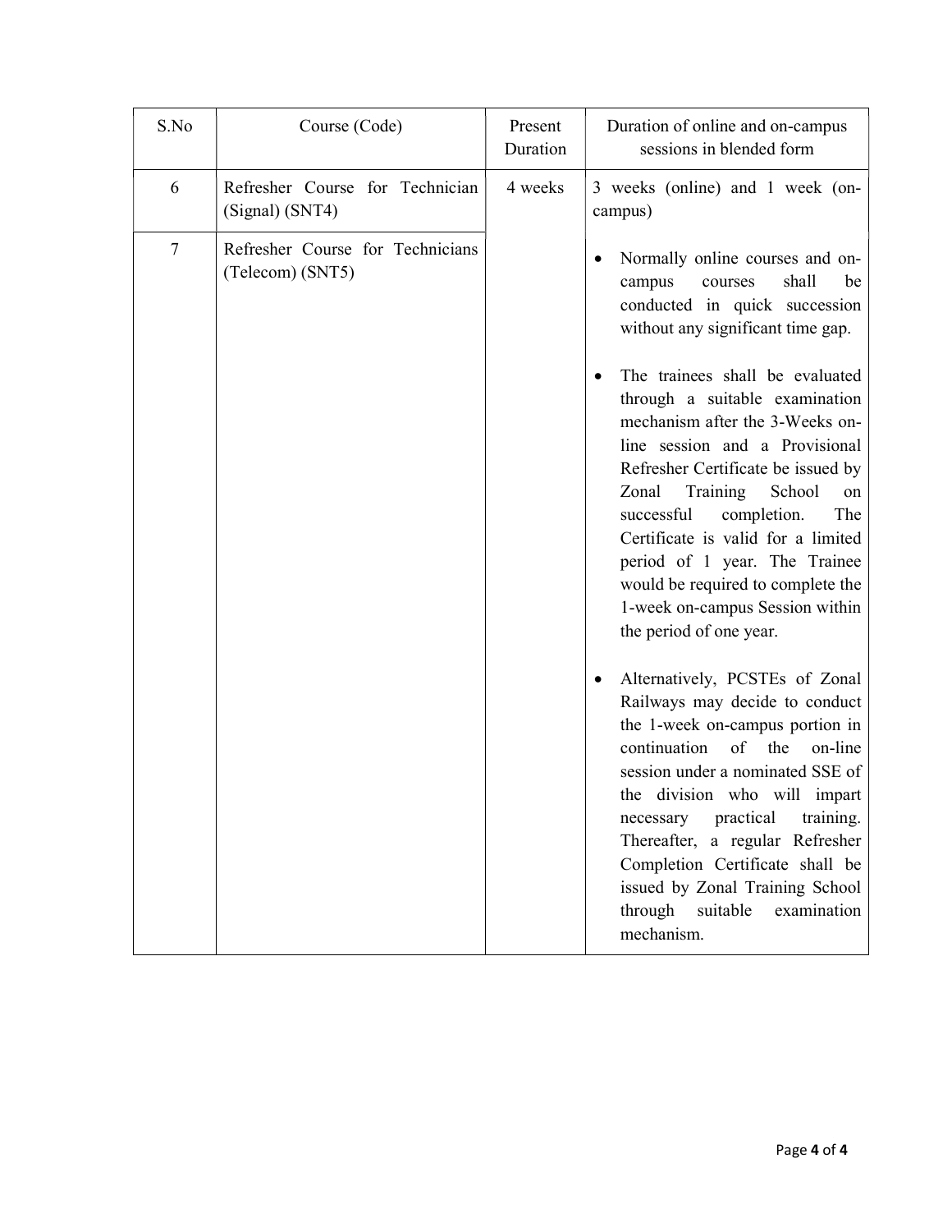| S.No | Course (Code) | Present Duration | Duration of online and on-campus sessions in blended form |
| --- | --- | --- | --- |
| 6 | Refresher Course for Technician (Signal) (SNT4) | 4 weeks | 3 weeks (online) and 1 week (on-campus) |
| 7 | Refresher Course for Technicians (Telecom) (SNT5) | | • Normally online courses and on-campus courses shall be conducted in quick succession without any significant time gap. <br><br> • The trainees shall be evaluated through a suitable examination mechanism after the 3-Weeks on-line session and a Provisional Refresher Certificate be issued by Zonal Training School on successful completion. The Certificate is valid for a limited period of 1 year. The Trainee would be required to complete the 1-week on-campus Session within the period of one year. <br><br> • Alternatively, PCSTEs of Zonal Railways may decide to conduct the 1-week on-campus portion in continuation of the on-line session under a nominated SSE of the division who will impart necessary practical training. Thereafter, a regular Refresher Completion Certificate shall be issued by Zonal Training School through suitable examination mechanism. |